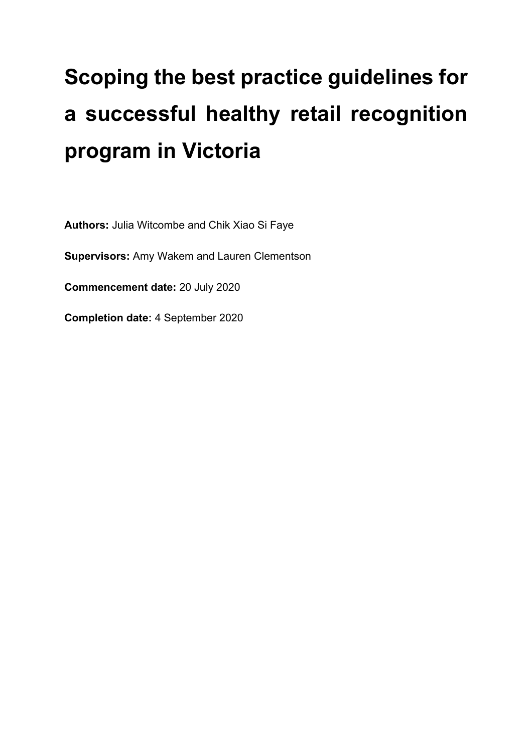# Scoping the best practice guidelines for a successful healthy retail recognition program in Victoria

**Authors:** Julia Witcombe and Chik Xiao Si Faye

**Supervisors:** Amy Wakem and Lauren Clementson

**Commencement date:** 20 July 2020

**Completion date:** 4 September 2020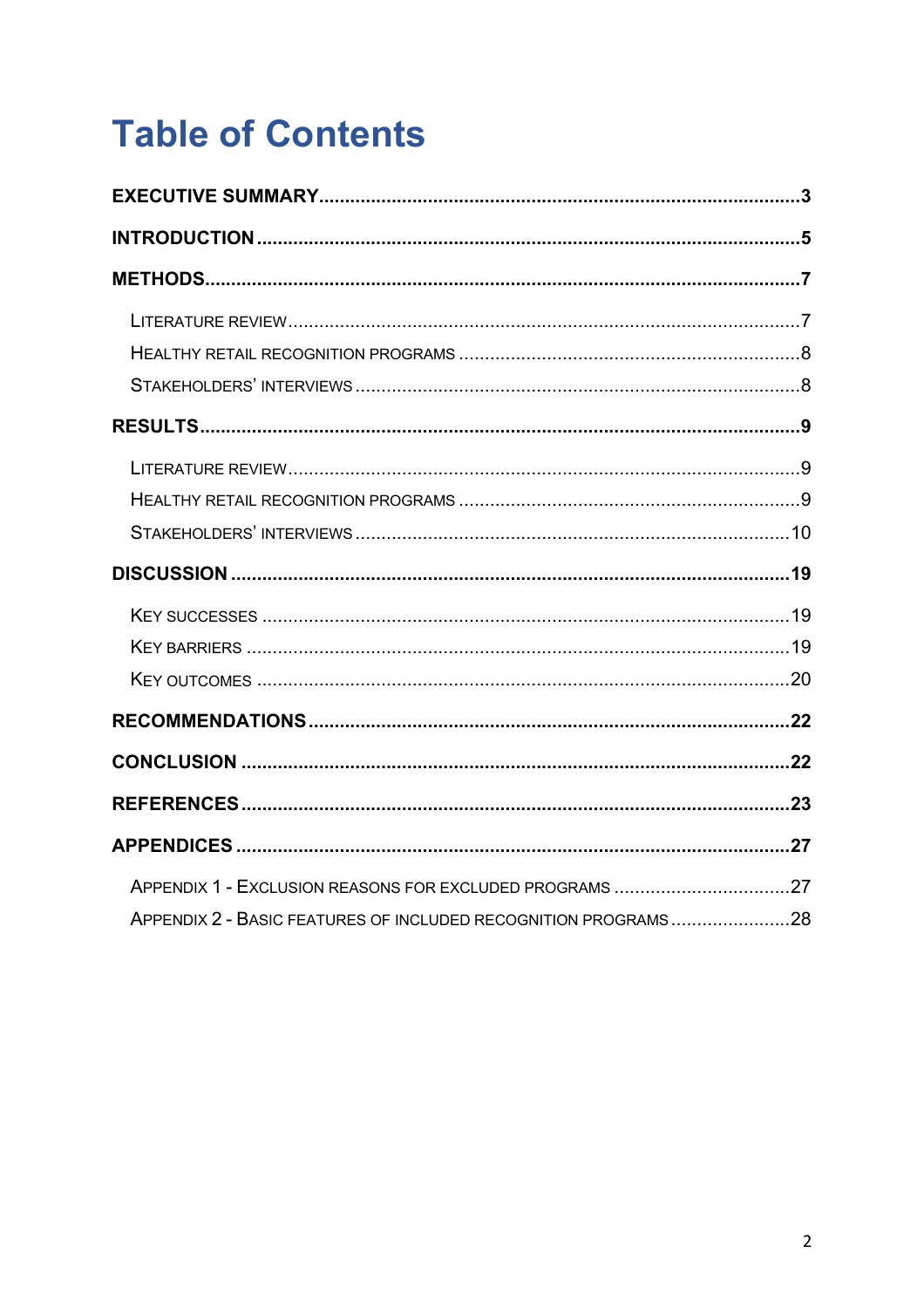# Table of Contents

**EXECUTIVE SUMMARY** .......... 3

**INTRODUCTION** .......... 5

**METHODS** .......... 7

- LITERATURE REVIEW .......... 7
- HEALTHY RETAIL RECOGNITION PROGRAMS .......... 8
- STAKEHOLDERS' INTERVIEWS .......... 8

**RESULTS** .......... 9

- LITERATURE REVIEW .......... 9
- HEALTHY RETAIL RECOGNITION PROGRAMS .......... 9
- STAKEHOLDERS' INTERVIEWS .......... 10

**DISCUSSION** .......... 19

- KEY SUCCESSES .......... 19
- KEY BARRIERS .......... 19
- KEY OUTCOMES .......... 20

**RECOMMENDATIONS** .......... 22

**CONCLUSION** .......... 22

**REFERENCES** .......... 23

**APPENDICES** .......... 27

- APPENDIX 1 - EXCLUSION REASONS FOR EXCLUDED PROGRAMS .......... 27
- APPENDIX 2 - BASIC FEATURES OF INCLUDED RECOGNITION PROGRAMS .......... 28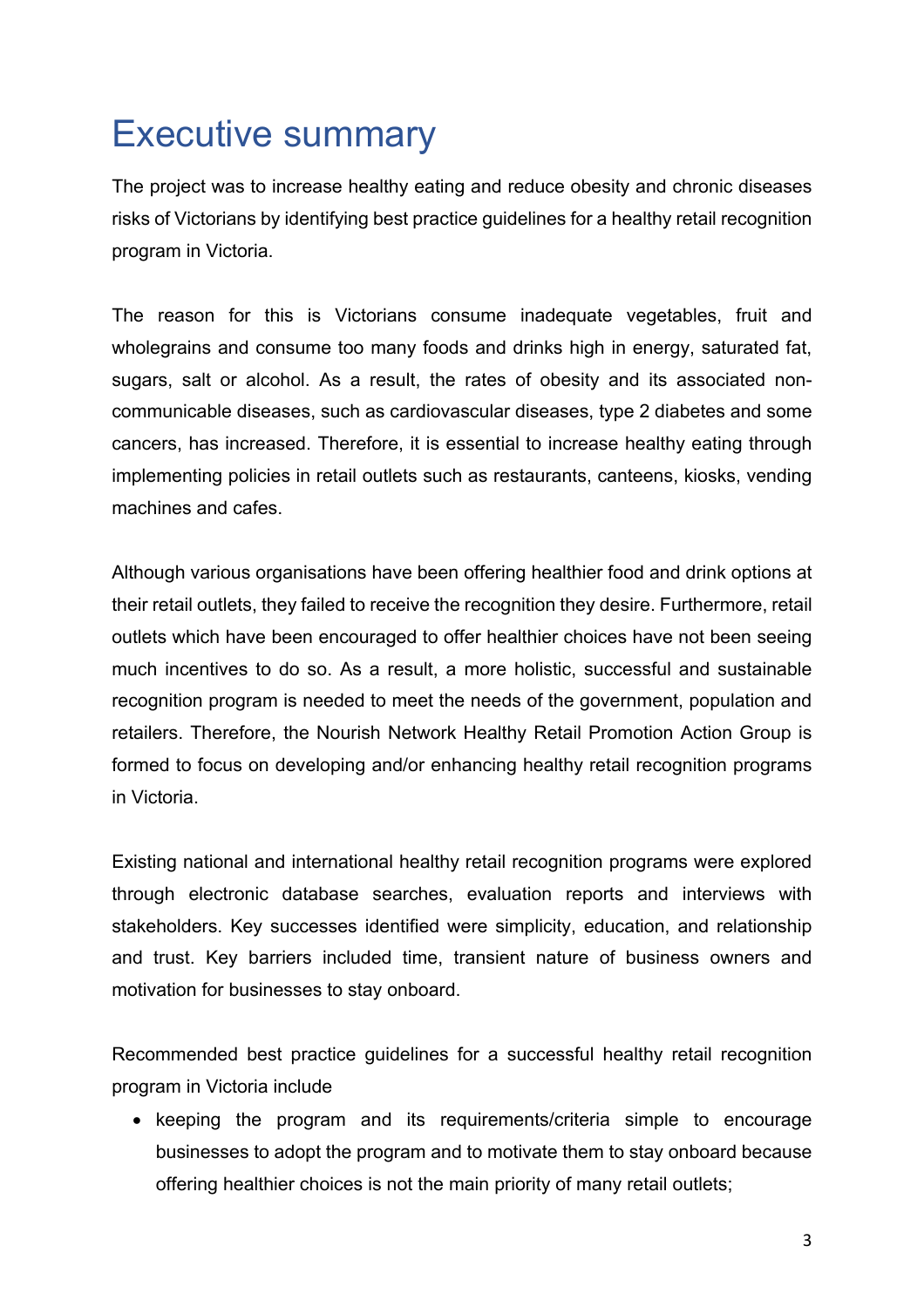# Executive summary

The project was to increase healthy eating and reduce obesity and chronic diseases risks of Victorians by identifying best practice guidelines for a healthy retail recognition program in Victoria.

The reason for this is Victorians consume inadequate vegetables, fruit and wholegrains and consume too many foods and drinks high in energy, saturated fat, sugars, salt or alcohol. As a result, the rates of obesity and its associated non-communicable diseases, such as cardiovascular diseases, type 2 diabetes and some cancers, has increased. Therefore, it is essential to increase healthy eating through implementing policies in retail outlets such as restaurants, canteens, kiosks, vending machines and cafes.

Although various organisations have been offering healthier food and drink options at their retail outlets, they failed to receive the recognition they desire. Furthermore, retail outlets which have been encouraged to offer healthier choices have not been seeing much incentives to do so. As a result, a more holistic, successful and sustainable recognition program is needed to meet the needs of the government, population and retailers. Therefore, the Nourish Network Healthy Retail Promotion Action Group is formed to focus on developing and/or enhancing healthy retail recognition programs in Victoria.

Existing national and international healthy retail recognition programs were explored through electronic database searches, evaluation reports and interviews with stakeholders. Key successes identified were simplicity, education, and relationship and trust. Key barriers included time, transient nature of business owners and motivation for businesses to stay onboard.

Recommended best practice guidelines for a successful healthy retail recognition program in Victoria include

- keeping the program and its requirements/criteria simple to encourage businesses to adopt the program and to motivate them to stay onboard because offering healthier choices is not the main priority of many retail outlets;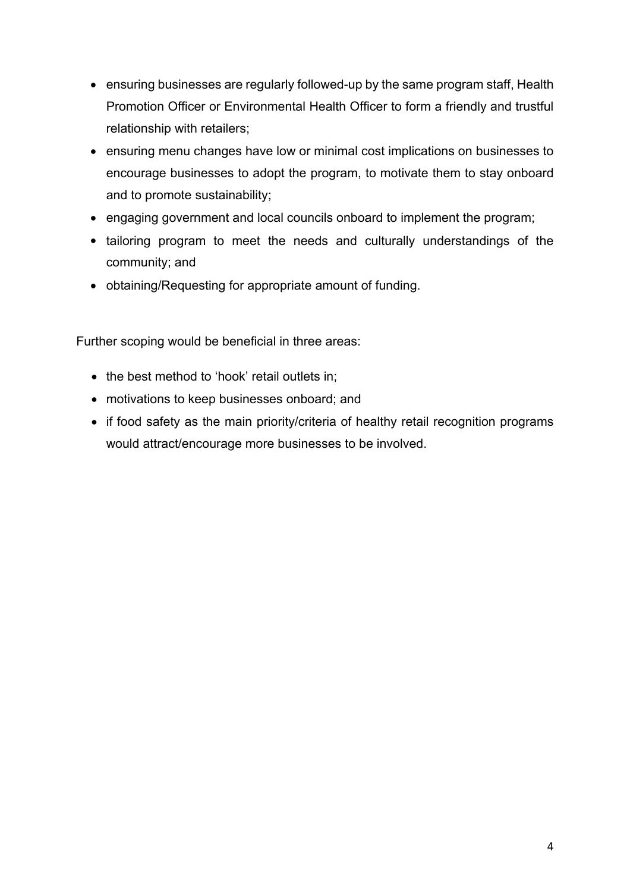- ensuring businesses are regularly followed-up by the same program staff, Health Promotion Officer or Environmental Health Officer to form a friendly and trustful relationship with retailers;
- ensuring menu changes have low or minimal cost implications on businesses to encourage businesses to adopt the program, to motivate them to stay onboard and to promote sustainability;
- engaging government and local councils onboard to implement the program;
- tailoring program to meet the needs and culturally understandings of the community; and
- obtaining/Requesting for appropriate amount of funding.

Further scoping would be beneficial in three areas:

- the best method to 'hook' retail outlets in;
- motivations to keep businesses onboard; and
- if food safety as the main priority/criteria of healthy retail recognition programs would attract/encourage more businesses to be involved.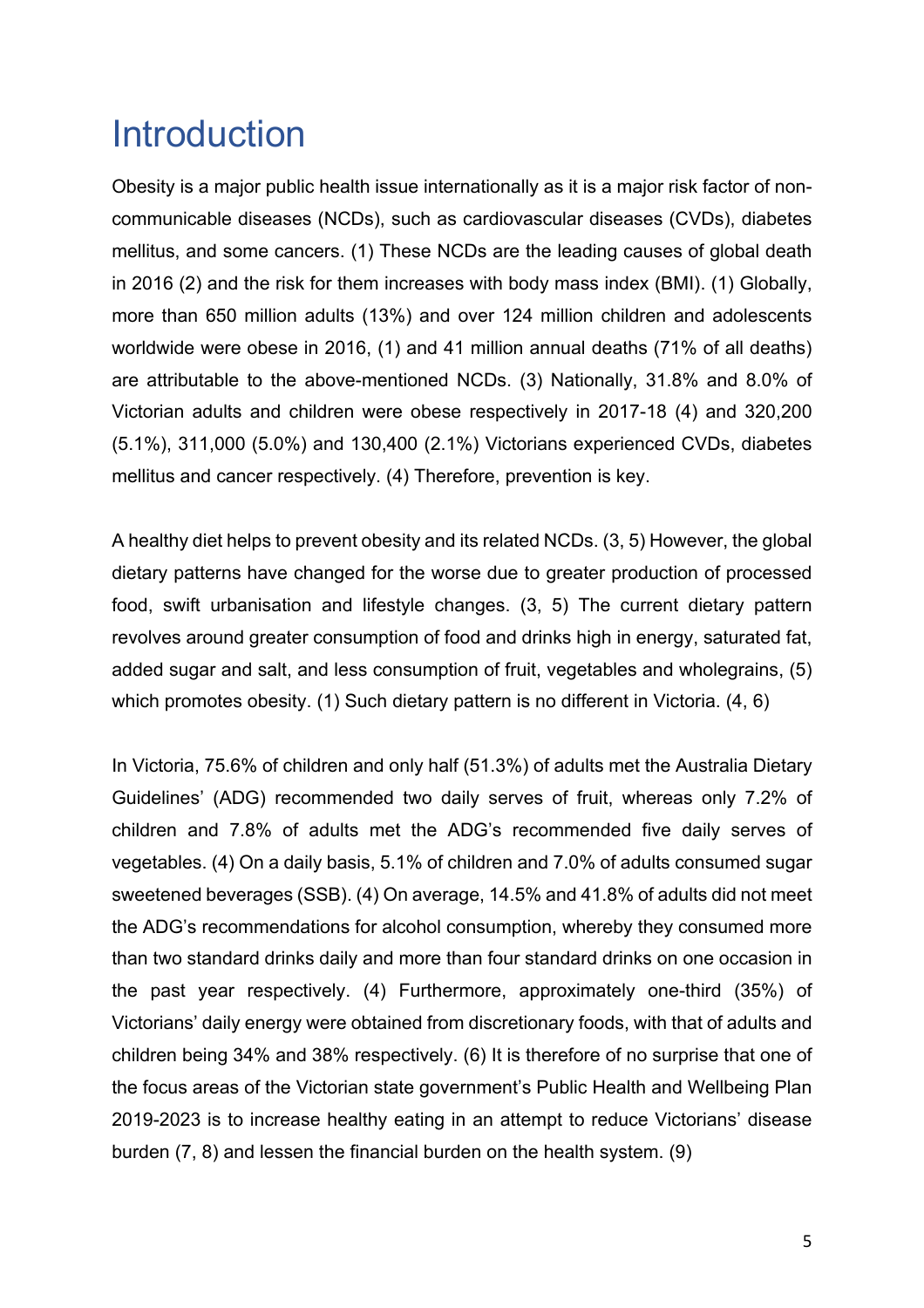# Introduction

Obesity is a major public health issue internationally as it is a major risk factor of non-communicable diseases (NCDs), such as cardiovascular diseases (CVDs), diabetes mellitus, and some cancers. (1) These NCDs are the leading causes of global death in 2016 (2) and the risk for them increases with body mass index (BMI). (1) Globally, more than 650 million adults (13%) and over 124 million children and adolescents worldwide were obese in 2016, (1) and 41 million annual deaths (71% of all deaths) are attributable to the above-mentioned NCDs. (3) Nationally, 31.8% and 8.0% of Victorian adults and children were obese respectively in 2017-18 (4) and 320,200 (5.1%), 311,000 (5.0%) and 130,400 (2.1%) Victorians experienced CVDs, diabetes mellitus and cancer respectively. (4) Therefore, prevention is key.

A healthy diet helps to prevent obesity and its related NCDs. (3, 5) However, the global dietary patterns have changed for the worse due to greater production of processed food, swift urbanisation and lifestyle changes. (3, 5) The current dietary pattern revolves around greater consumption of food and drinks high in energy, saturated fat, added sugar and salt, and less consumption of fruit, vegetables and wholegrains, (5) which promotes obesity. (1) Such dietary pattern is no different in Victoria. (4, 6)

In Victoria, 75.6% of children and only half (51.3%) of adults met the Australia Dietary Guidelines' (ADG) recommended two daily serves of fruit, whereas only 7.2% of children and 7.8% of adults met the ADG's recommended five daily serves of vegetables. (4) On a daily basis, 5.1% of children and 7.0% of adults consumed sugar sweetened beverages (SSB). (4) On average, 14.5% and 41.8% of adults did not meet the ADG's recommendations for alcohol consumption, whereby they consumed more than two standard drinks daily and more than four standard drinks on one occasion in the past year respectively. (4) Furthermore, approximately one-third (35%) of Victorians' daily energy were obtained from discretionary foods, with that of adults and children being 34% and 38% respectively. (6) It is therefore of no surprise that one of the focus areas of the Victorian state government's Public Health and Wellbeing Plan 2019-2023 is to increase healthy eating in an attempt to reduce Victorians' disease burden (7, 8) and lessen the financial burden on the health system. (9)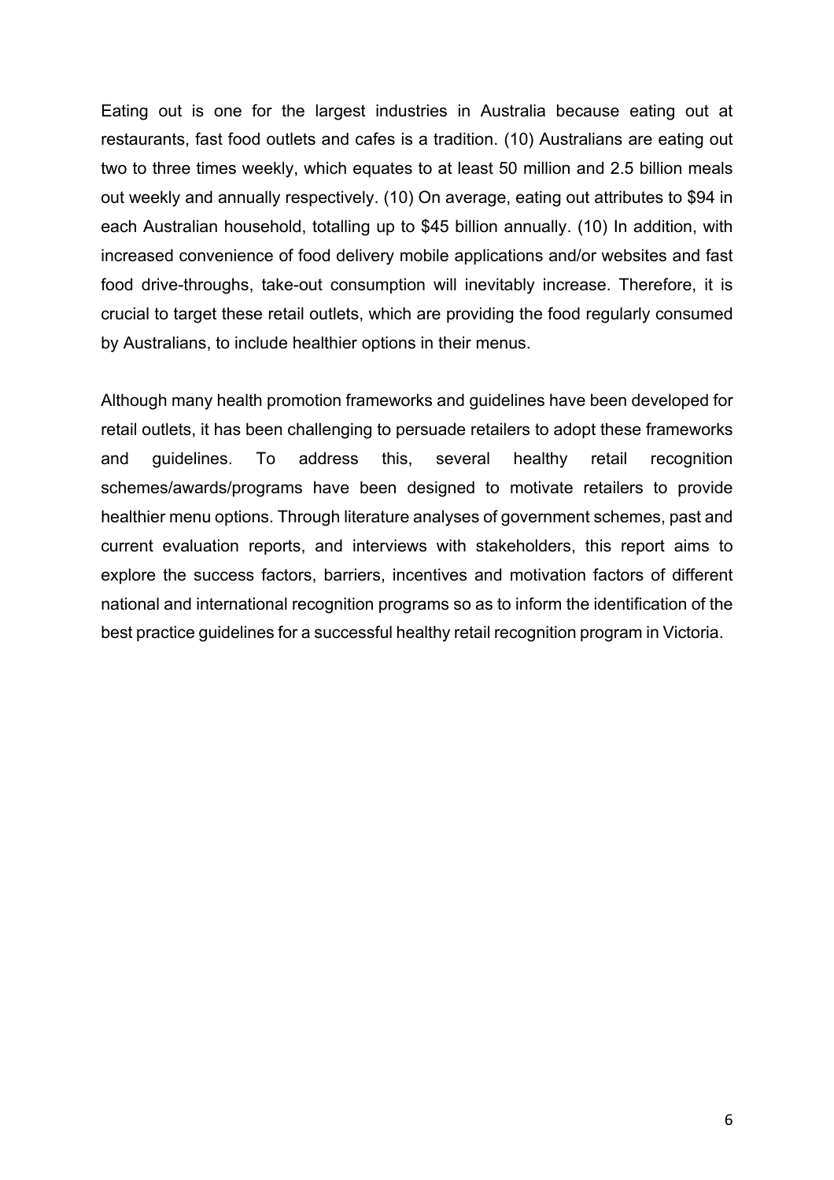Eating out is one for the largest industries in Australia because eating out at restaurants, fast food outlets and cafes is a tradition. (10) Australians are eating out two to three times weekly, which equates to at least 50 million and 2.5 billion meals out weekly and annually respectively. (10) On average, eating out attributes to $94 in each Australian household, totalling up to $45 billion annually. (10) In addition, with increased convenience of food delivery mobile applications and/or websites and fast food drive-throughs, take-out consumption will inevitably increase. Therefore, it is crucial to target these retail outlets, which are providing the food regularly consumed by Australians, to include healthier options in their menus.

Although many health promotion frameworks and guidelines have been developed for retail outlets, it has been challenging to persuade retailers to adopt these frameworks and guidelines. To address this, several healthy retail recognition schemes/awards/programs have been designed to motivate retailers to provide healthier menu options. Through literature analyses of government schemes, past and current evaluation reports, and interviews with stakeholders, this report aims to explore the success factors, barriers, incentives and motivation factors of different national and international recognition programs so as to inform the identification of the best practice guidelines for a successful healthy retail recognition program in Victoria.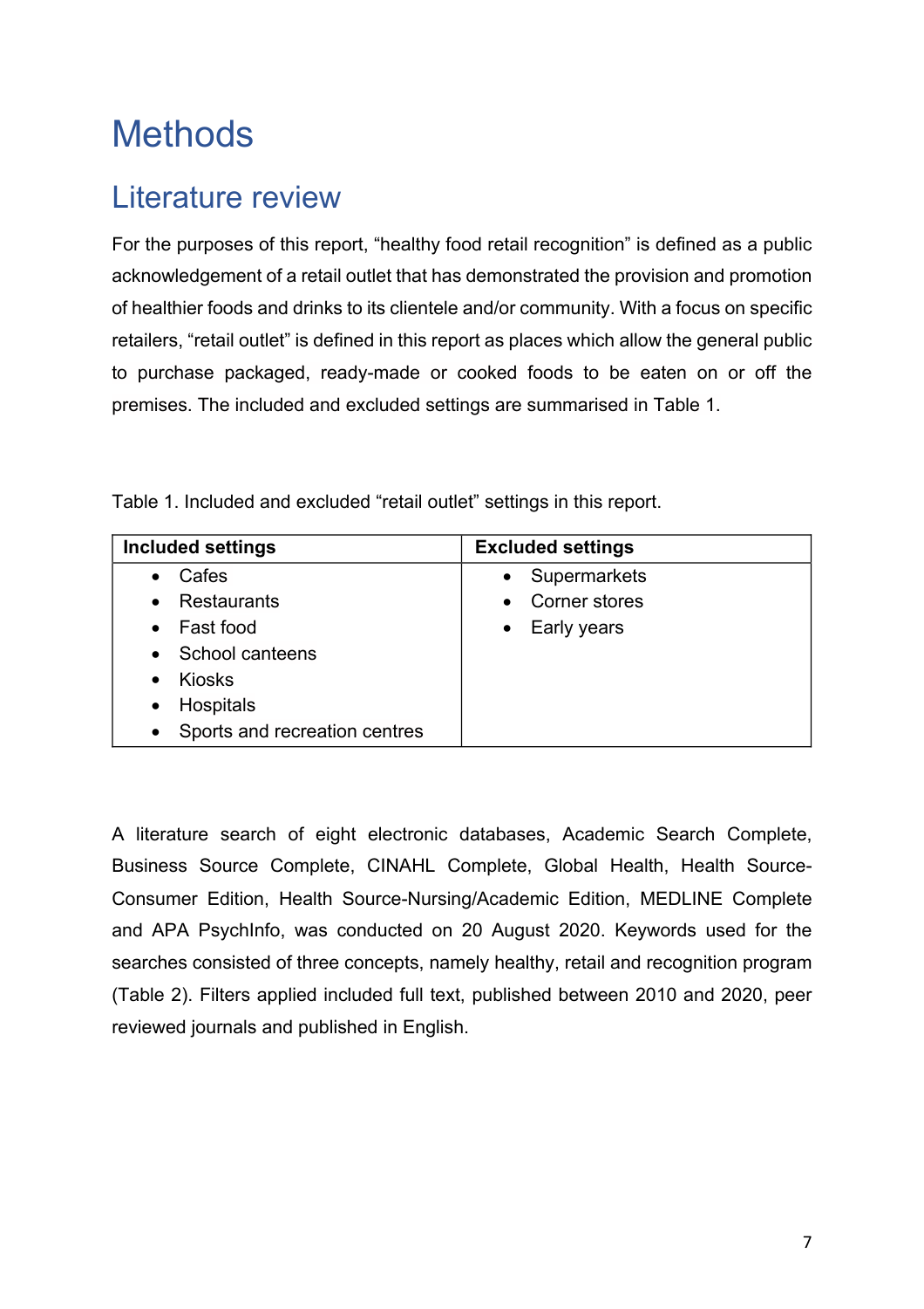# Methods

## Literature review

For the purposes of this report, "healthy food retail recognition" is defined as a public acknowledgement of a retail outlet that has demonstrated the provision and promotion of healthier foods and drinks to its clientele and/or community. With a focus on specific retailers, "retail outlet" is defined in this report as places which allow the general public to purchase packaged, ready-made or cooked foods to be eaten on or off the premises. The included and excluded settings are summarised in Table 1.

Table 1. Included and excluded "retail outlet" settings in this report.

| Included settings | Excluded settings |
|---|---|
| • Cafes<br>• Restaurants<br>• Fast food<br>• School canteens<br>• Kiosks<br>• Hospitals<br>• Sports and recreation centres | • Supermarkets<br>• Corner stores<br>• Early years |

A literature search of eight electronic databases, Academic Search Complete, Business Source Complete, CINAHL Complete, Global Health, Health Source-Consumer Edition, Health Source-Nursing/Academic Edition, MEDLINE Complete and APA PsychInfo, was conducted on 20 August 2020. Keywords used for the searches consisted of three concepts, namely healthy, retail and recognition program (Table 2). Filters applied included full text, published between 2010 and 2020, peer reviewed journals and published in English.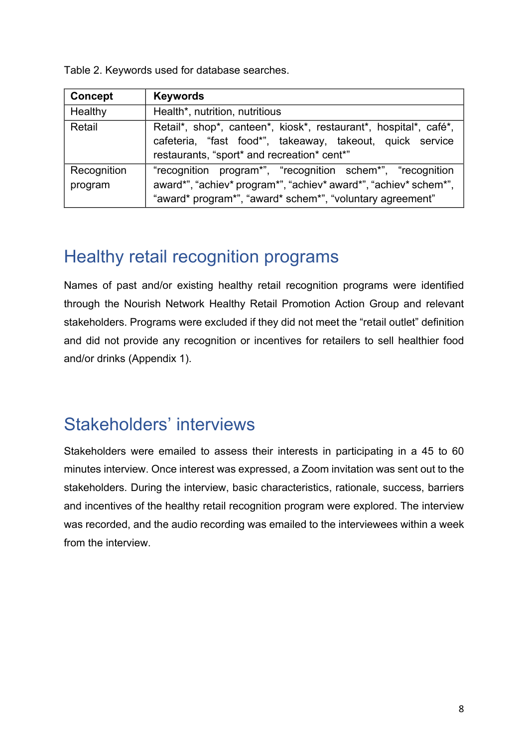Table 2. Keywords used for database searches.

| Concept | Keywords |
|---|---|
| Healthy | Health*, nutrition, nutritious |
| Retail | Retail*, shop*, canteen*, kiosk*, restaurant*, hospital*, café*, cafeteria, "fast food*", takeaway, takeout, quick service restaurants, "sport* and recreation* cent*" |
| Recognition program | "recognition program*", "recognition schem*", "recognition award*", "achiev* program*", "achiev* award*", "achiev* schem*", "award* program*", "award* schem*", "voluntary agreement" |

## Healthy retail recognition programs

Names of past and/or existing healthy retail recognition programs were identified through the Nourish Network Healthy Retail Promotion Action Group and relevant stakeholders. Programs were excluded if they did not meet the "retail outlet" definition and did not provide any recognition or incentives for retailers to sell healthier food and/or drinks (Appendix 1).

## Stakeholders' interviews

Stakeholders were emailed to assess their interests in participating in a 45 to 60 minutes interview. Once interest was expressed, a Zoom invitation was sent out to the stakeholders. During the interview, basic characteristics, rationale, success, barriers and incentives of the healthy retail recognition program were explored. The interview was recorded, and the audio recording was emailed to the interviewees within a week from the interview.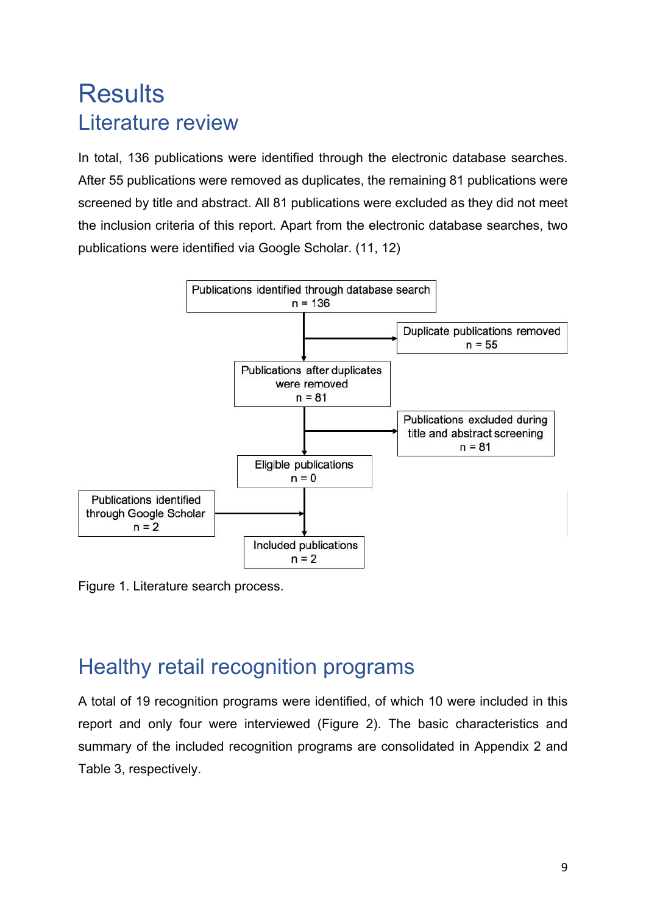# Results

## Literature review

In total, 136 publications were identified through the electronic database searches. After 55 publications were removed as duplicates, the remaining 81 publications were screened by title and abstract. All 81 publications were excluded as they did not meet the inclusion criteria of this report. Apart from the electronic database searches, two publications were identified via Google Scholar. (11, 12)

Publications identified through database search
n = 136

Duplicate publications removed
n = 55

Publications after duplicates were removed
n = 81

Publications excluded during title and abstract screening
n = 81

Eligible publications
n = 0

Publications identified through Google Scholar
n = 2

Included publications
n = 2

Figure 1. Literature search process.

## Healthy retail recognition programs

A total of 19 recognition programs were identified, of which 10 were included in this report and only four were interviewed (Figure 2). The basic characteristics and summary of the included recognition programs are consolidated in Appendix 2 and Table 3, respectively.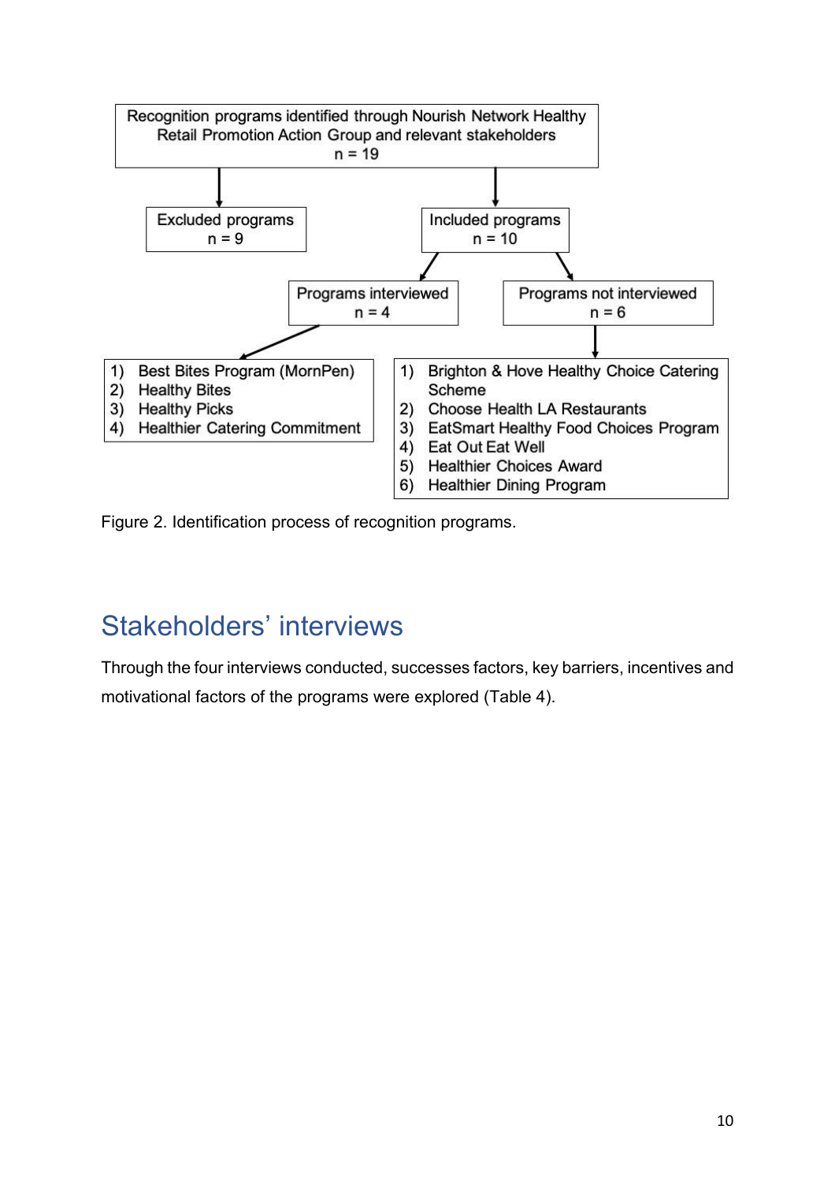Recognition programs identified through Nourish Network Healthy Retail Promotion Action Group and relevant stakeholders
n = 19

Excluded programs
n = 9

Included programs
n = 10

Programs interviewed
n = 4

1) Best Bites Program (MornPen)
2) Healthy Bites
3) Healthy Picks
4) Healthier Catering Commitment

Programs not interviewed
n = 6

1) Brighton & Hove Healthy Choice Catering Scheme
2) Choose Health LA Restaurants
3) EatSmart Healthy Food Choices Program
4) Eat Out Eat Well
5) Healthier Choices Award
6) Healthier Dining Program

Figure 2. Identification process of recognition programs.

## Stakeholders' interviews

Through the four interviews conducted, successes factors, key barriers, incentives and motivational factors of the programs were explored (Table 4).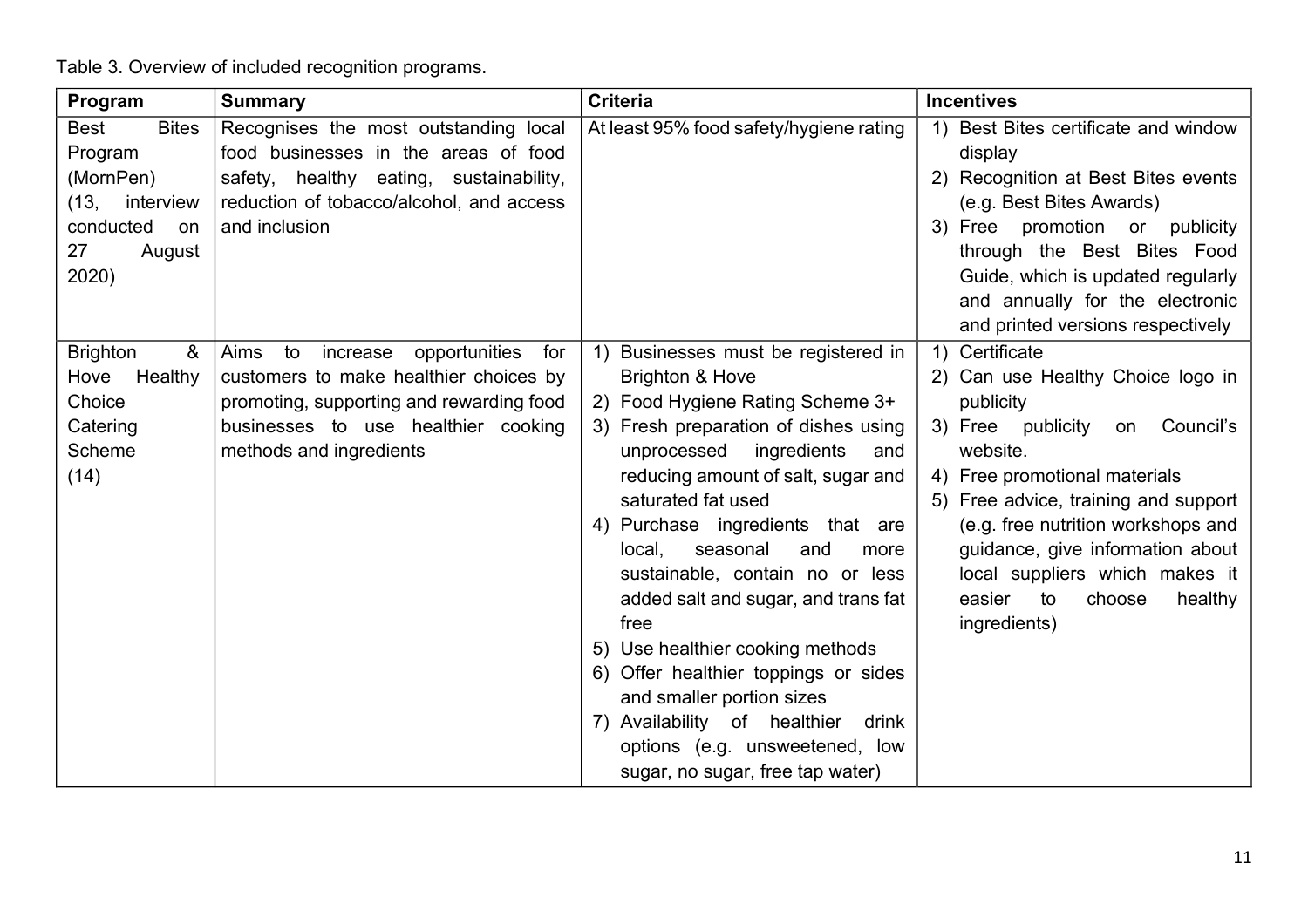Table 3. Overview of included recognition programs.

| Program | Summary | Criteria | Incentives |
| --- | --- | --- | --- |
| Best Bites Program (MornPen) (13, interview conducted on 27 August 2020) | Recognises the most outstanding local food businesses in the areas of food safety, healthy eating, sustainability, reduction of tobacco/alcohol, and access and inclusion | At least 95% food safety/hygiene rating | 1) Best Bites certificate and window display<br>2) Recognition at Best Bites events (e.g. Best Bites Awards)<br>3) Free promotion or publicity through the Best Bites Food Guide, which is updated regularly and annually for the electronic and printed versions respectively |
| Brighton & Hove Healthy Choice Catering Scheme (14) | Aims to increase opportunities for customers to make healthier choices by promoting, supporting and rewarding food businesses to use healthier cooking methods and ingredients | 1) Businesses must be registered in Brighton & Hove<br>2) Food Hygiene Rating Scheme 3+<br>3) Fresh preparation of dishes using unprocessed ingredients and reducing amount of salt, sugar and saturated fat used<br>4) Purchase ingredients that are local, seasonal and more sustainable, contain no or less added salt and sugar, and trans fat free<br>5) Use healthier cooking methods<br>6) Offer healthier toppings or sides and smaller portion sizes<br>7) Availability of healthier drink options (e.g. unsweetened, low sugar, no sugar, free tap water) | 1) Certificate<br>2) Can use Healthy Choice logo in publicity<br>3) Free publicity on Council's website.<br>4) Free promotional materials<br>5) Free advice, training and support (e.g. free nutrition workshops and guidance, give information about local suppliers which makes it easier to choose healthy ingredients) |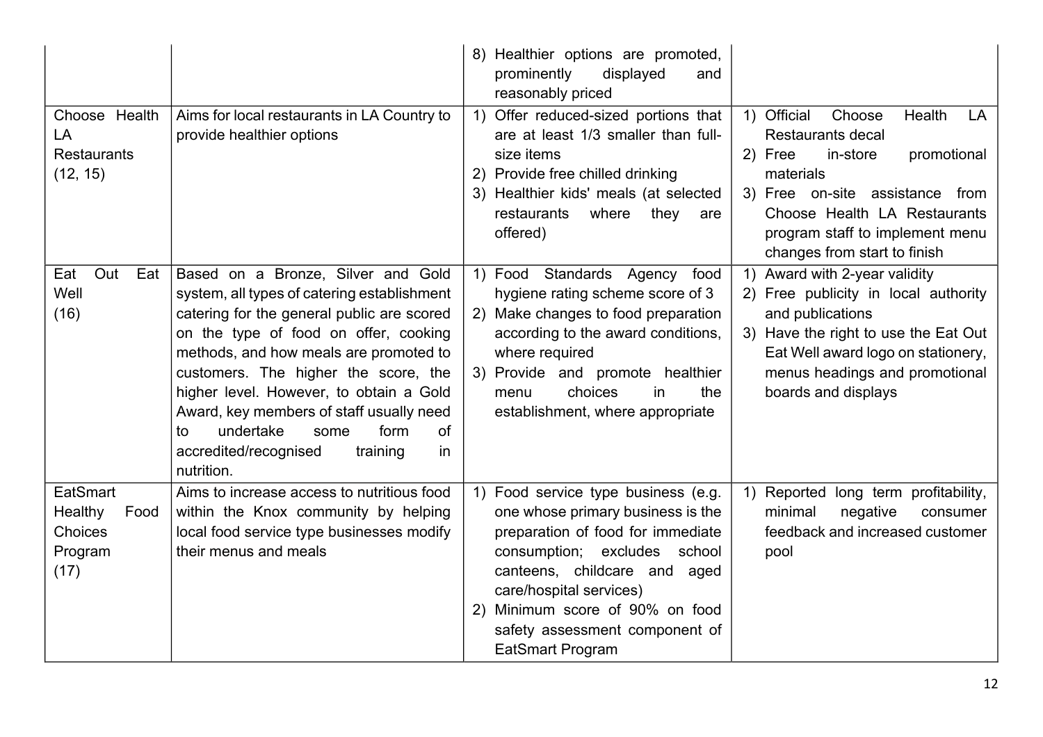| | | | |
|---|---|---|---|
| | | 8) Healthier options are promoted, prominently displayed and reasonably priced | |
| Choose Health LA Restaurants (12, 15) | Aims for local restaurants in LA Country to provide healthier options | 1) Offer reduced-sized portions that are at least 1/3 smaller than full-size items<br>2) Provide free chilled drinking<br>3) Healthier kids' meals (at selected restaurants where they are offered) | 1) Official Choose Health LA Restaurants decal<br>2) Free in-store promotional materials<br>3) Free on-site assistance from Choose Health LA Restaurants program staff to implement menu changes from start to finish |
| Eat Out Eat Well (16) | Based on a Bronze, Silver and Gold system, all types of catering establishment catering for the general public are scored on the type of food on offer, cooking methods, and how meals are promoted to customers. The higher the score, the higher level. However, to obtain a Gold Award, key members of staff usually need to undertake some form of accredited/recognised training in nutrition. | 1) Food Standards Agency food hygiene rating scheme score of 3<br>2) Make changes to food preparation according to the award conditions, where required<br>3) Provide and promote healthier menu choices in the establishment, where appropriate | 1) Award with 2-year validity<br>2) Free publicity in local authority and publications<br>3) Have the right to use the Eat Out Eat Well award logo on stationery, menus headings and promotional boards and displays |
| EatSmart Healthy Food Choices Program (17) | Aims to increase access to nutritious food within the Knox community by helping local food service type businesses modify their menus and meals | 1) Food service type business (e.g. one whose primary business is the preparation of food for immediate consumption; excludes school canteens, childcare and aged care/hospital services)<br>2) Minimum score of 90% on food safety assessment component of EatSmart Program | 1) Reported long term profitability, minimal negative consumer feedback and increased customer pool |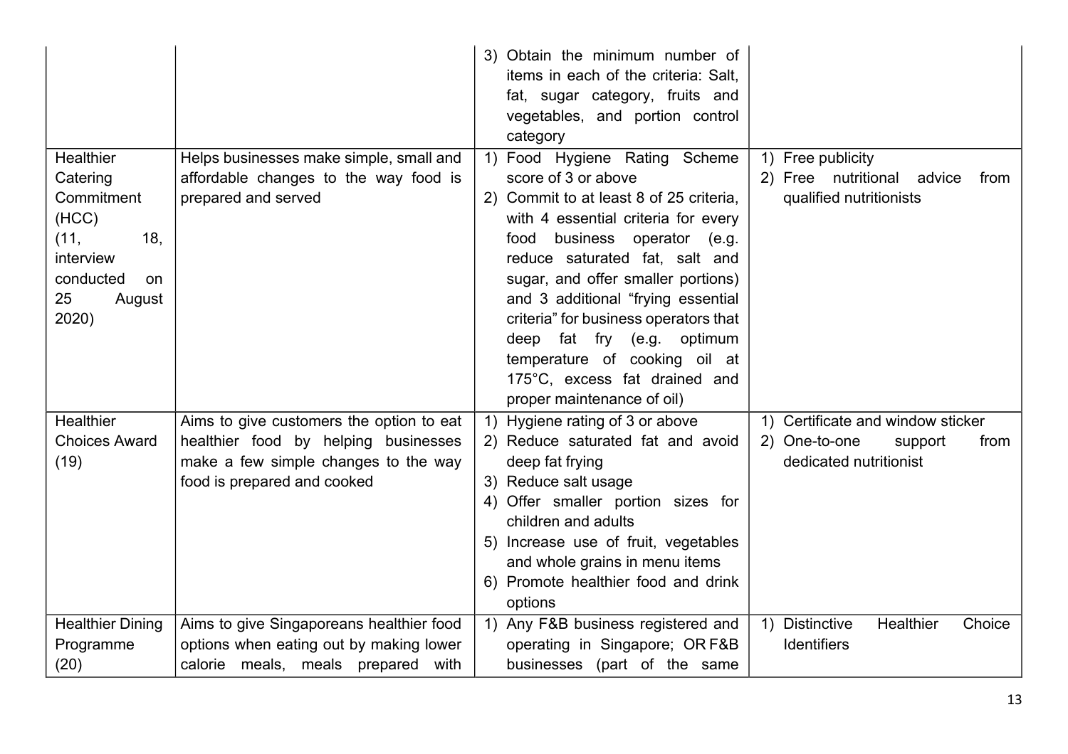| | | | |
|---|---|---|---|
| | | 3) Obtain the minimum number of items in each of the criteria: Salt, fat, sugar category, fruits and vegetables, and portion control category | |
| Healthier Catering Commitment (HCC) (11, 18, interview conducted on 25 August 2020) | Helps businesses make simple, small and affordable changes to the way food is prepared and served | 1) Food Hygiene Rating Scheme score of 3 or above<br>2) Commit to at least 8 of 25 criteria, with 4 essential criteria for every food business operator (e.g. reduce saturated fat, salt and sugar, and offer smaller portions) and 3 additional "frying essential criteria" for business operators that deep fat fry (e.g. optimum temperature of cooking oil at 175°C, excess fat drained and proper maintenance of oil) | 1) Free publicity<br>2) Free nutritional advice from qualified nutritionists |
| Healthier Choices Award (19) | Aims to give customers the option to eat healthier food by helping businesses make a few simple changes to the way food is prepared and cooked | 1) Hygiene rating of 3 or above<br>2) Reduce saturated fat and avoid deep fat frying<br>3) Reduce salt usage<br>4) Offer smaller portion sizes for children and adults<br>5) Increase use of fruit, vegetables and whole grains in menu items<br>6) Promote healthier food and drink options | 1) Certificate and window sticker<br>2) One-to-one support from dedicated nutritionist |
| Healthier Dining Programme (20) | Aims to give Singaporeans healthier food options when eating out by making lower calorie meals, meals prepared with | 1) Any F&B business registered and operating in Singapore; OR F&B businesses (part of the same | 1) Distinctive Healthier Choice Identifiers |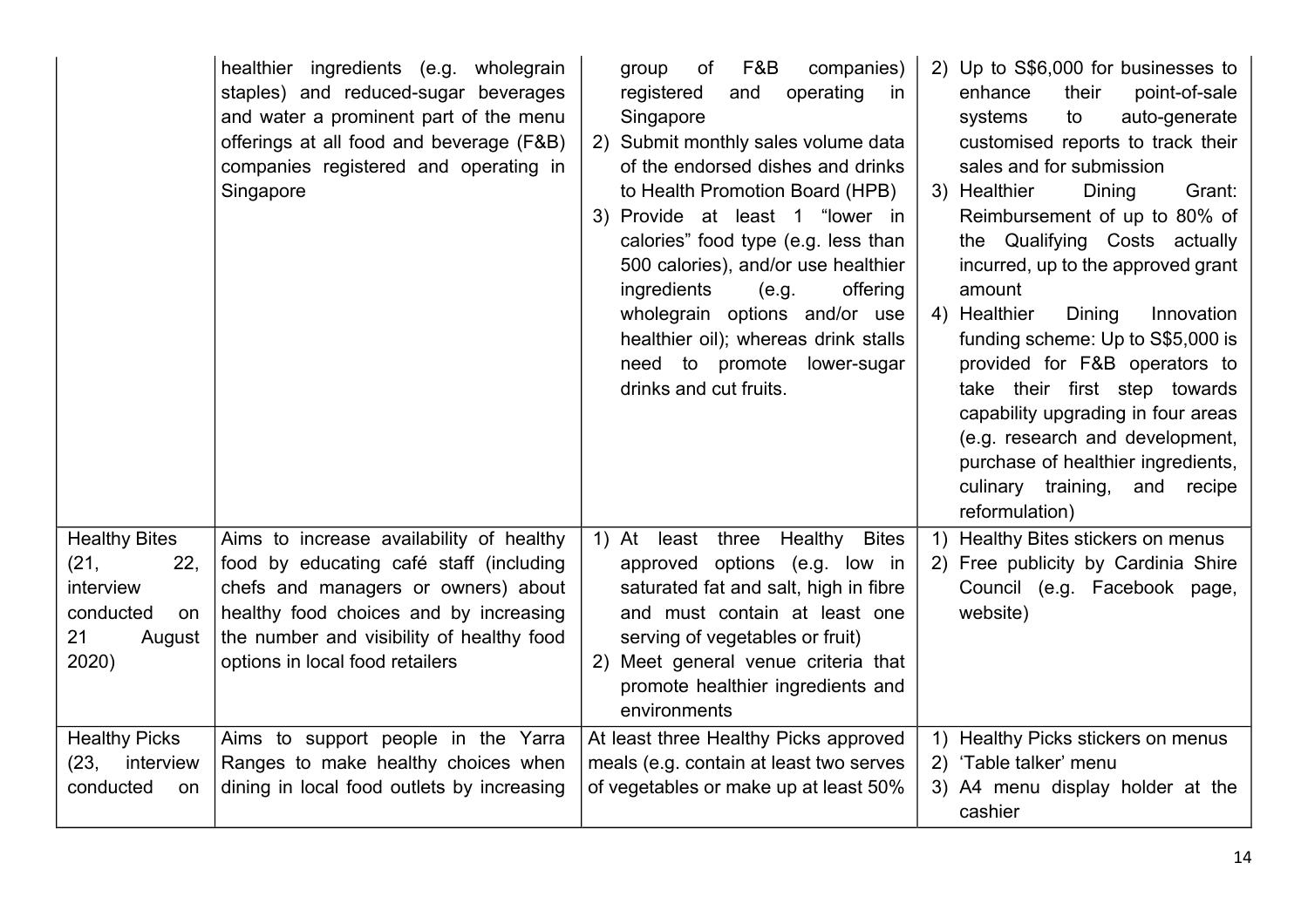| | | | |
|---|---|---|---|
| | healthier ingredients (e.g. wholegrain staples) and reduced-sugar beverages and water a prominent part of the menu offerings at all food and beverage (F&B) companies registered and operating in Singapore | group of F&B companies) registered and operating in Singapore<br>2) Submit monthly sales volume data of the endorsed dishes and drinks to Health Promotion Board (HPB)<br>3) Provide at least 1 "lower in calories" food type (e.g. less than 500 calories), and/or use healthier ingredients (e.g. offering wholegrain options and/or use healthier oil); whereas drink stalls need to promote lower-sugar drinks and cut fruits. | 2) Up to S$6,000 for businesses to enhance their point-of-sale systems to auto-generate customised reports to track their sales and for submission<br>3) Healthier Dining Grant: Reimbursement of up to 80% of the Qualifying Costs actually incurred, up to the approved grant amount<br>4) Healthier Dining Innovation funding scheme: Up to S$5,000 is provided for F&B operators to take their first step towards capability upgrading in four areas (e.g. research and development, purchase of healthier ingredients, culinary training, and recipe reformulation) |
| Healthy Bites (21, 22, interview conducted on 21 August 2020) | Aims to increase availability of healthy food by educating café staff (including chefs and managers or owners) about healthy food choices and by increasing the number and visibility of healthy food options in local food retailers | 1) At least three Healthy Bites approved options (e.g. low in saturated fat and salt, high in fibre and must contain at least one serving of vegetables or fruit)<br>2) Meet general venue criteria that promote healthier ingredients and environments | 1) Healthy Bites stickers on menus<br>2) Free publicity by Cardinia Shire Council (e.g. Facebook page, website) |
| Healthy Picks (23, interview conducted on | Aims to support people in the Yarra Ranges to make healthy choices when dining in local food outlets by increasing | At least three Healthy Picks approved meals (e.g. contain at least two serves of vegetables or make up at least 50% | 1) Healthy Picks stickers on menus<br>2) 'Table talker' menu<br>3) A4 menu display holder at the cashier |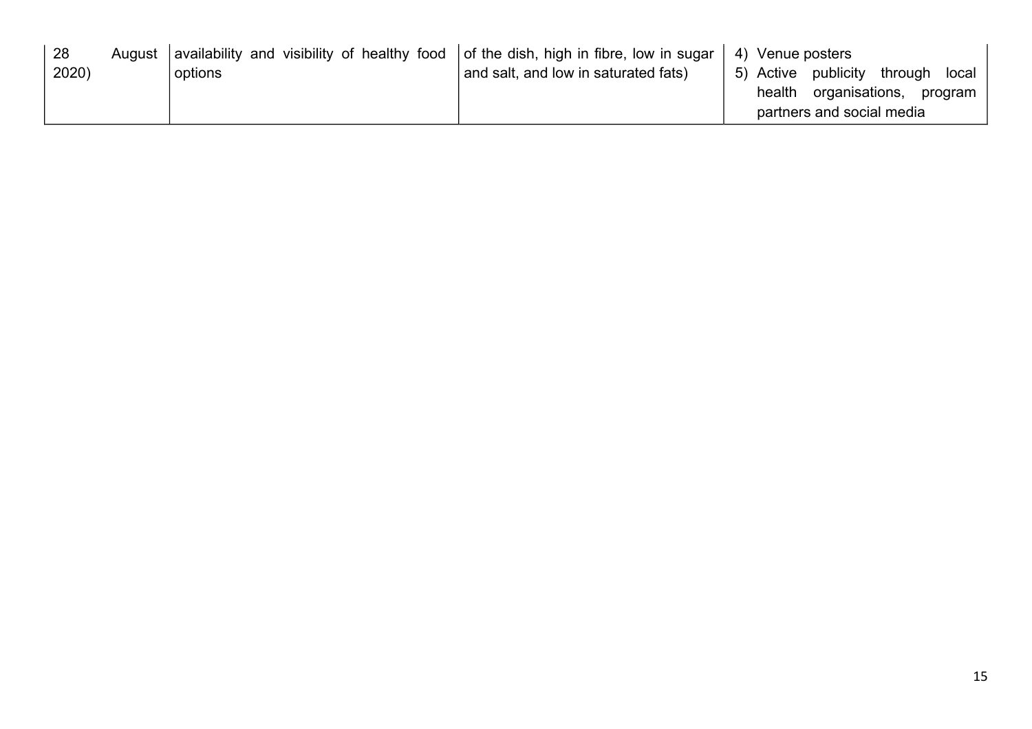| 28 August 2020) | availability and visibility of healthy food options | of the dish, high in fibre, low in sugar and salt, and low in saturated fats) | 4) Venue posters<br>5) Active publicity through local health organisations, program partners and social media |
|---|---|---|---|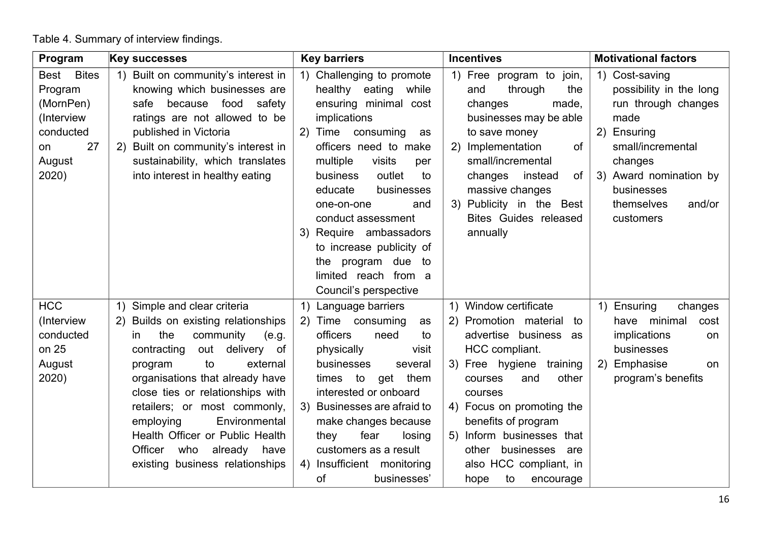Table 4. Summary of interview findings.

| Program | Key successes | Key barriers | Incentives | Motivational factors |
|---|---|---|---|---|
| Best Bites Program (MornPen) (Interview conducted on 27 August 2020) | 1) Built on community's interest in knowing which businesses are safe because food safety ratings are not allowed to be published in Victoria<br>2) Built on community's interest in sustainability, which translates into interest in healthy eating | 1) Challenging to promote healthy eating while ensuring minimal cost implications<br>2) Time consuming as officers need to make multiple visits per business outlet to educate businesses one-on-one and conduct assessment<br>3) Require ambassadors to increase publicity of the program due to limited reach from a Council's perspective | 1) Free program to join, and through the changes made, businesses may be able to save money<br>2) Implementation of small/incremental changes instead of massive changes<br>3) Publicity in the Best Bites Guides released annually | 1) Cost-saving possibility in the long run through changes made<br>2) Ensuring small/incremental changes<br>3) Award nomination by businesses themselves and/or customers |
| HCC (Interview conducted on 25 August 2020) | 1) Simple and clear criteria<br>2) Builds on existing relationships in the community (e.g. contracting out delivery of program to external organisations that already have close ties or relationships with retailers; or most commonly, employing Environmental Health Officer or Public Health Officer who already have existing business relationships | 1) Language barriers<br>2) Time consuming as officers need to physically visit businesses several times to get them interested or onboard<br>3) Businesses are afraid to make changes because they fear losing customers as a result<br>4) Insufficient monitoring of businesses' | 1) Window certificate<br>2) Promotion material to advertise business as HCC compliant.<br>3) Free hygiene training courses and other courses<br>4) Focus on promoting the benefits of program<br>5) Inform businesses that other businesses are also HCC compliant, in hope to encourage | 1) Ensuring changes have minimal cost implications on businesses<br>2) Emphasise on program's benefits |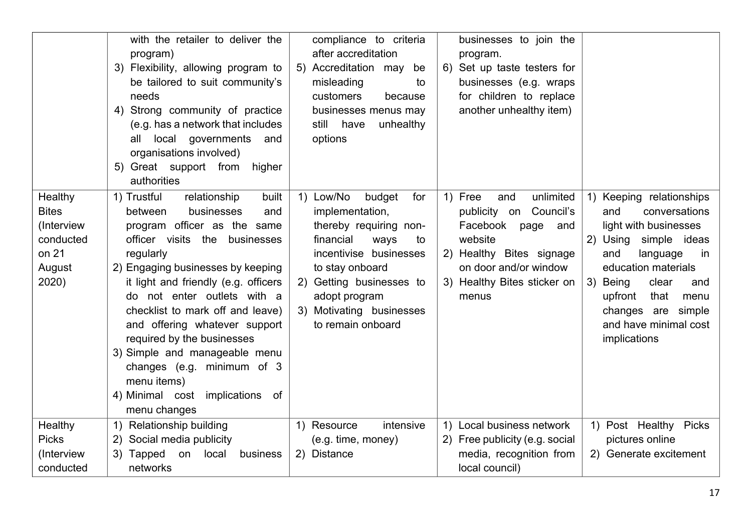| | | | | |
|---|---|---|---|---|
| | with the retailer to deliver the program)<br>3) Flexibility, allowing program to be tailored to suit community's needs<br>4) Strong community of practice (e.g. has a network that includes all local governments and organisations involved)<br>5) Great support from higher authorities | compliance to criteria after accreditation<br>5) Accreditation may be misleading to customers because businesses menus may still have unhealthy options | businesses to join the program.<br>6) Set up taste testers for businesses (e.g. wraps for children to replace another unhealthy item) | |
| Healthy Bites (Interview conducted on 21 August 2020) | 1) Trustful relationship built between businesses and program officer as the same officer visits the businesses regularly<br>2) Engaging businesses by keeping it light and friendly (e.g. officers do not enter outlets with a checklist to mark off and leave) and offering whatever support required by the businesses<br>3) Simple and manageable menu changes (e.g. minimum of 3 menu items)<br>4) Minimal cost implications of menu changes | 1) Low/No budget for implementation, thereby requiring non-financial ways to incentivise businesses to stay onboard<br>2) Getting businesses to adopt program<br>3) Motivating businesses to remain onboard | 1) Free and unlimited publicity on Council's Facebook page and website<br>2) Healthy Bites signage on door and/or window<br>3) Healthy Bites sticker on menus | 1) Keeping relationships and conversations light with businesses<br>2) Using simple ideas and language in education materials<br>3) Being clear and upfront that menu changes are simple and have minimal cost implications |
| Healthy Picks (Interview conducted | 1) Relationship building<br>2) Social media publicity<br>3) Tapped on local business networks | 1) Resource intensive (e.g. time, money)<br>2) Distance | 1) Local business network<br>2) Free publicity (e.g. social media, recognition from local council) | 1) Post Healthy Picks pictures online<br>2) Generate excitement |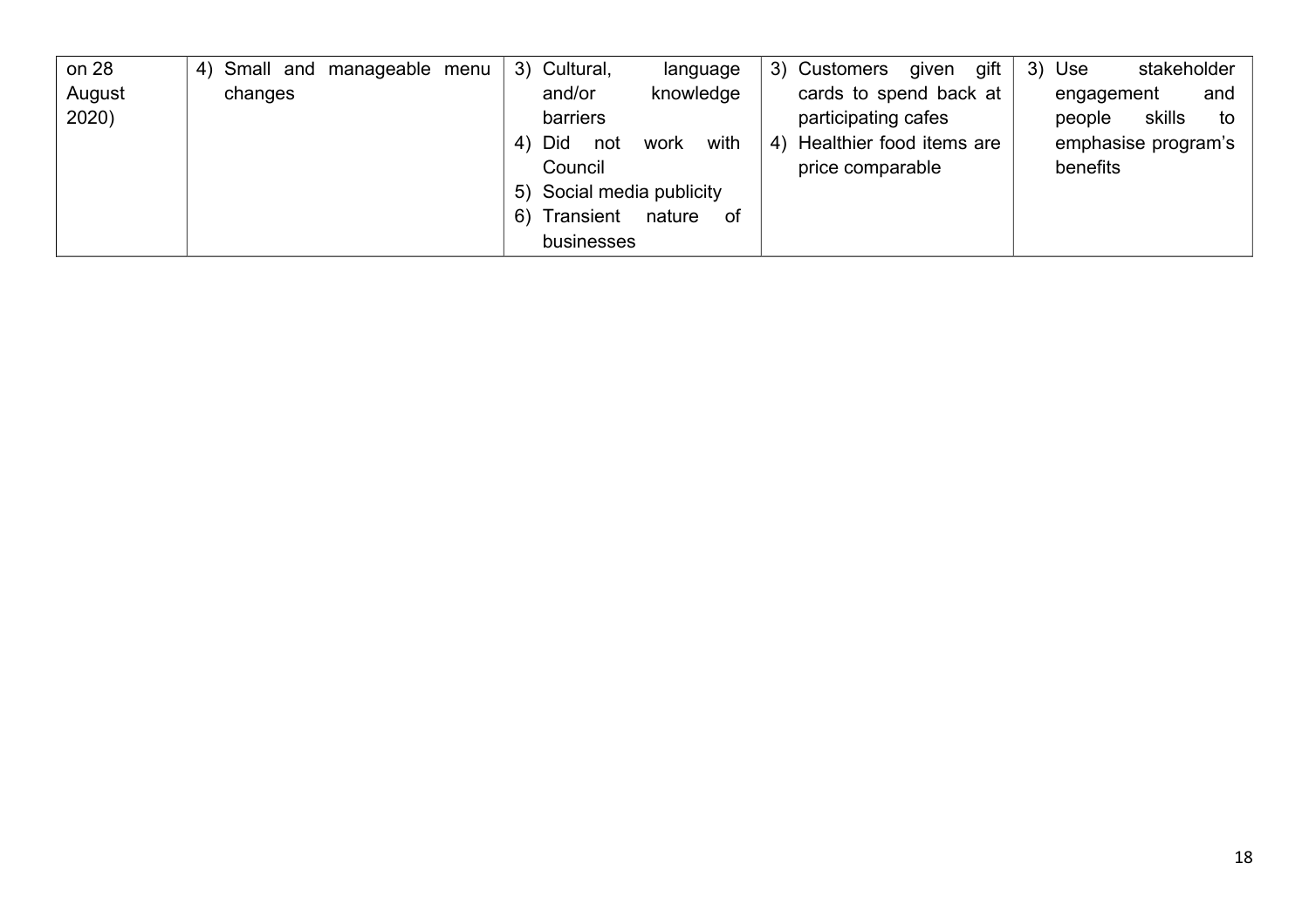| | | | | |
|---|---|---|---|---|
| on 28 August 2020) | 4) Small and manageable menu changes | 3) Cultural, language and/or knowledge barriers<br>4) Did not work with Council<br>5) Social media publicity<br>6) Transient nature of businesses | 3) Customers given gift cards to spend back at participating cafes<br>4) Healthier food items are price comparable | 3) Use stakeholder engagement and people skills to emphasise program's benefits |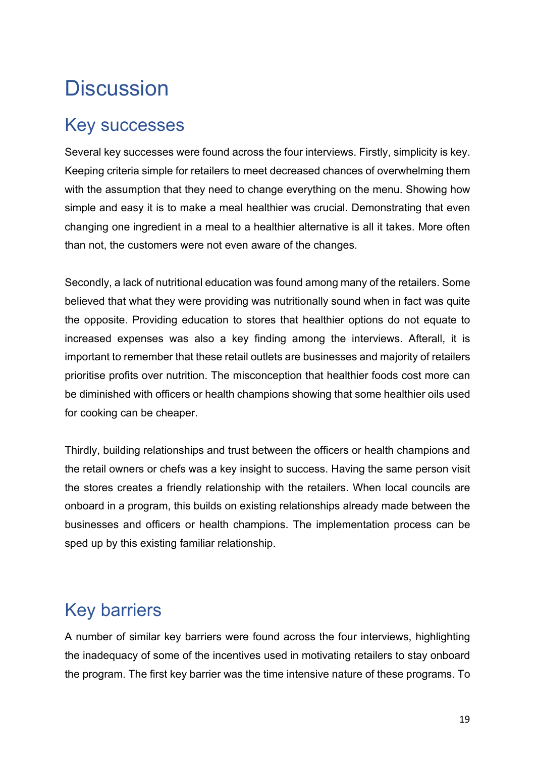# Discussion

## Key successes

Several key successes were found across the four interviews. Firstly, simplicity is key. Keeping criteria simple for retailers to meet decreased chances of overwhelming them with the assumption that they need to change everything on the menu. Showing how simple and easy it is to make a meal healthier was crucial. Demonstrating that even changing one ingredient in a meal to a healthier alternative is all it takes. More often than not, the customers were not even aware of the changes.

Secondly, a lack of nutritional education was found among many of the retailers. Some believed that what they were providing was nutritionally sound when in fact was quite the opposite. Providing education to stores that healthier options do not equate to increased expenses was also a key finding among the interviews. Afterall, it is important to remember that these retail outlets are businesses and majority of retailers prioritise profits over nutrition. The misconception that healthier foods cost more can be diminished with officers or health champions showing that some healthier oils used for cooking can be cheaper.

Thirdly, building relationships and trust between the officers or health champions and the retail owners or chefs was a key insight to success. Having the same person visit the stores creates a friendly relationship with the retailers. When local councils are onboard in a program, this builds on existing relationships already made between the businesses and officers or health champions. The implementation process can be sped up by this existing familiar relationship.

## Key barriers

A number of similar key barriers were found across the four interviews, highlighting the inadequacy of some of the incentives used in motivating retailers to stay onboard the program. The first key barrier was the time intensive nature of these programs. To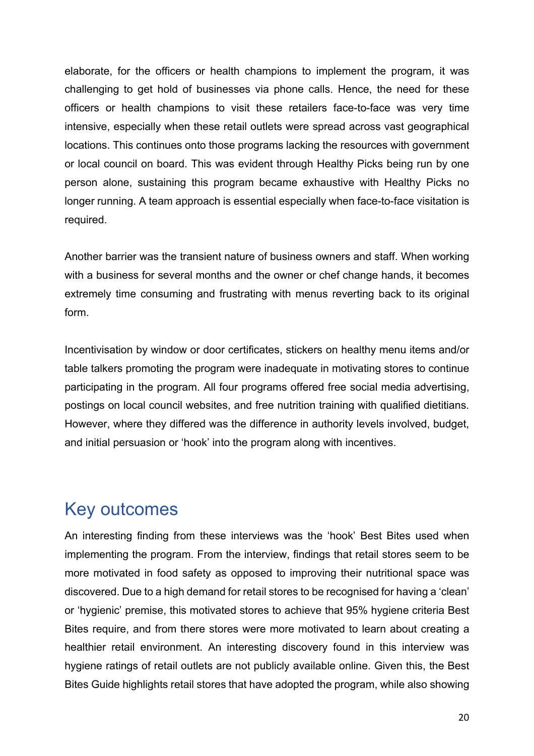elaborate, for the officers or health champions to implement the program, it was challenging to get hold of businesses via phone calls. Hence, the need for these officers or health champions to visit these retailers face-to-face was very time intensive, especially when these retail outlets were spread across vast geographical locations. This continues onto those programs lacking the resources with government or local council on board. This was evident through Healthy Picks being run by one person alone, sustaining this program became exhaustive with Healthy Picks no longer running. A team approach is essential especially when face-to-face visitation is required.

Another barrier was the transient nature of business owners and staff. When working with a business for several months and the owner or chef change hands, it becomes extremely time consuming and frustrating with menus reverting back to its original form.

Incentivisation by window or door certificates, stickers on healthy menu items and/or table talkers promoting the program were inadequate in motivating stores to continue participating in the program. All four programs offered free social media advertising, postings on local council websites, and free nutrition training with qualified dietitians. However, where they differed was the difference in authority levels involved, budget, and initial persuasion or 'hook' into the program along with incentives.

## Key outcomes

An interesting finding from these interviews was the 'hook' Best Bites used when implementing the program. From the interview, findings that retail stores seem to be more motivated in food safety as opposed to improving their nutritional space was discovered. Due to a high demand for retail stores to be recognised for having a 'clean' or 'hygienic' premise, this motivated stores to achieve that 95% hygiene criteria Best Bites require, and from there stores were more motivated to learn about creating a healthier retail environment. An interesting discovery found in this interview was hygiene ratings of retail outlets are not publicly available online. Given this, the Best Bites Guide highlights retail stores that have adopted the program, while also showing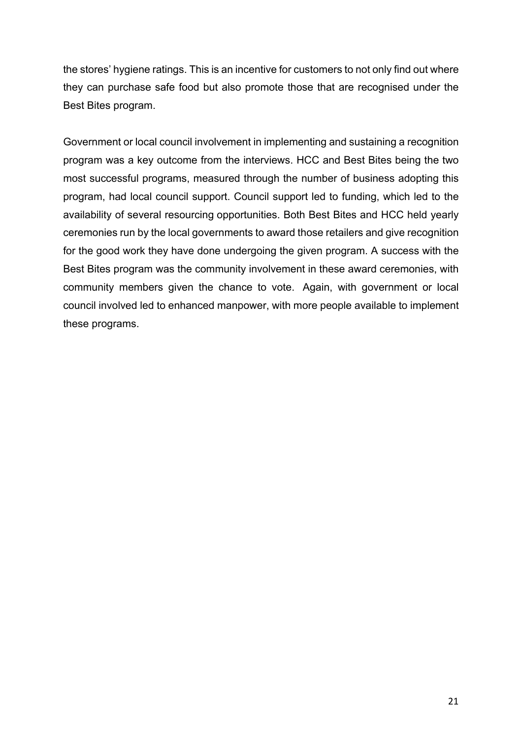the stores' hygiene ratings. This is an incentive for customers to not only find out where they can purchase safe food but also promote those that are recognised under the Best Bites program.

Government or local council involvement in implementing and sustaining a recognition program was a key outcome from the interviews. HCC and Best Bites being the two most successful programs, measured through the number of business adopting this program, had local council support. Council support led to funding, which led to the availability of several resourcing opportunities. Both Best Bites and HCC held yearly ceremonies run by the local governments to award those retailers and give recognition for the good work they have done undergoing the given program. A success with the Best Bites program was the community involvement in these award ceremonies, with community members given the chance to vote. Again, with government or local council involved led to enhanced manpower, with more people available to implement these programs.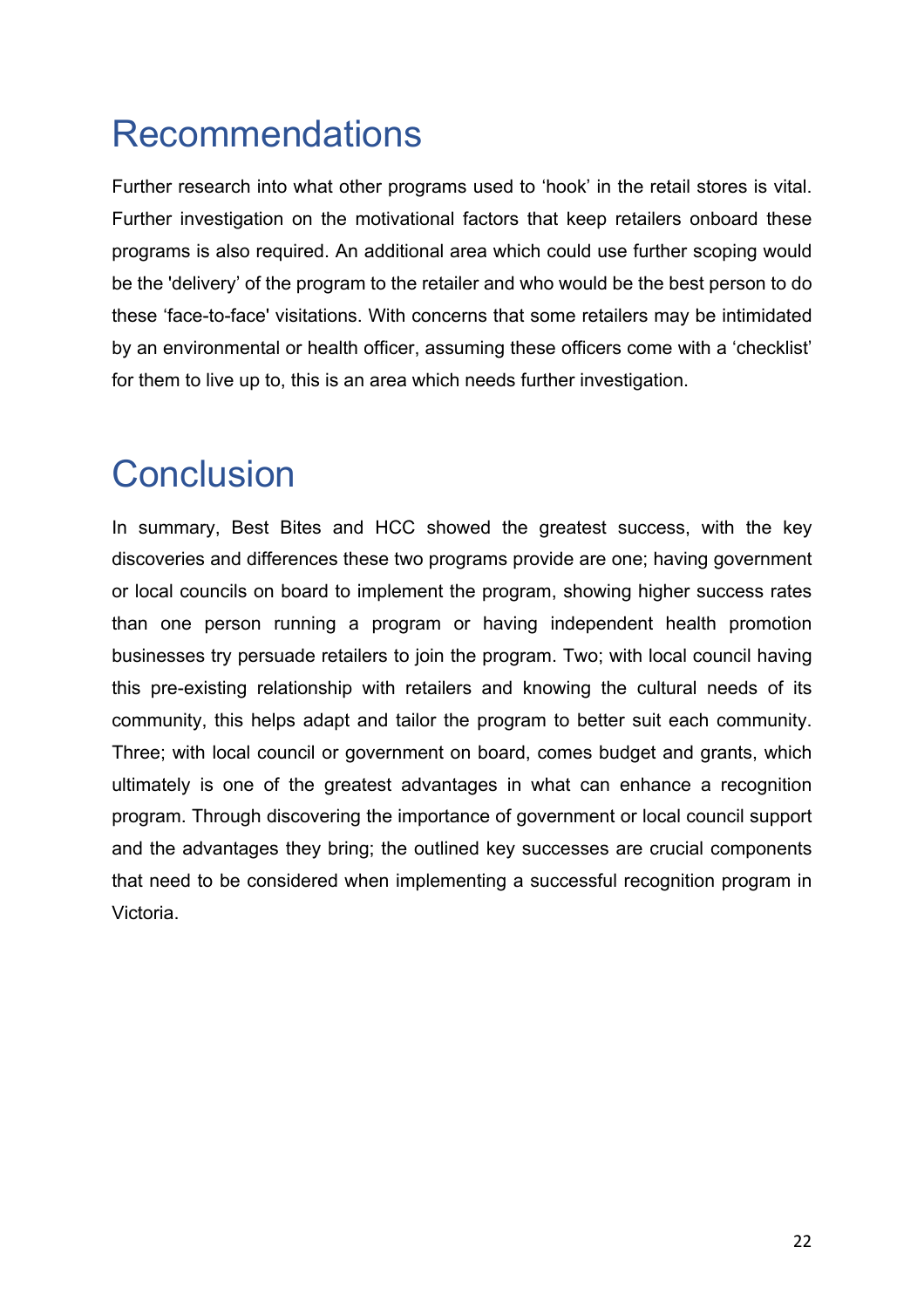# Recommendations

Further research into what other programs used to 'hook' in the retail stores is vital. Further investigation on the motivational factors that keep retailers onboard these programs is also required. An additional area which could use further scoping would be the 'delivery' of the program to the retailer and who would be the best person to do these 'face-to-face' visitations. With concerns that some retailers may be intimidated by an environmental or health officer, assuming these officers come with a 'checklist' for them to live up to, this is an area which needs further investigation.

# Conclusion

In summary, Best Bites and HCC showed the greatest success, with the key discoveries and differences these two programs provide are one; having government or local councils on board to implement the program, showing higher success rates than one person running a program or having independent health promotion businesses try persuade retailers to join the program. Two; with local council having this pre-existing relationship with retailers and knowing the cultural needs of its community, this helps adapt and tailor the program to better suit each community. Three; with local council or government on board, comes budget and grants, which ultimately is one of the greatest advantages in what can enhance a recognition program. Through discovering the importance of government or local council support and the advantages they bring; the outlined key successes are crucial components that need to be considered when implementing a successful recognition program in Victoria.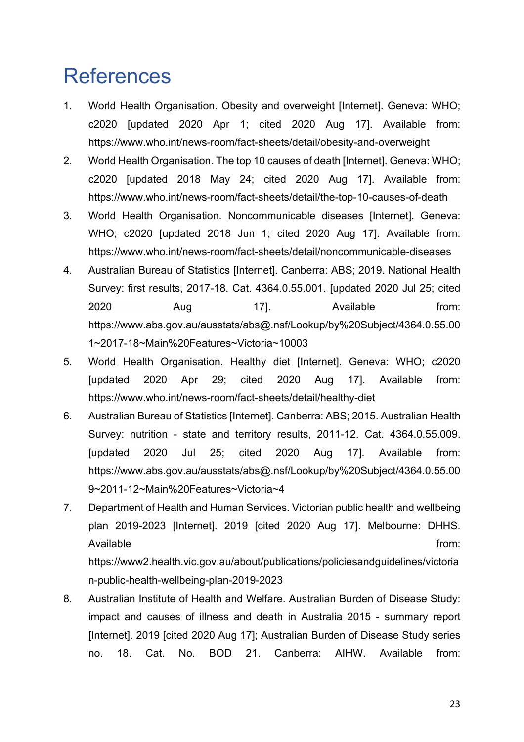# References

1. World Health Organisation. Obesity and overweight [Internet]. Geneva: WHO; c2020 [updated 2020 Apr 1; cited 2020 Aug 17]. Available from: https://www.who.int/news-room/fact-sheets/detail/obesity-and-overweight
2. World Health Organisation. The top 10 causes of death [Internet]. Geneva: WHO; c2020 [updated 2018 May 24; cited 2020 Aug 17]. Available from: https://www.who.int/news-room/fact-sheets/detail/the-top-10-causes-of-death
3. World Health Organisation. Noncommunicable diseases [Internet]. Geneva: WHO; c2020 [updated 2018 Jun 1; cited 2020 Aug 17]. Available from: https://www.who.int/news-room/fact-sheets/detail/noncommunicable-diseases
4. Australian Bureau of Statistics [Internet]. Canberra: ABS; 2019. National Health Survey: first results, 2017-18. Cat. 4364.0.55.001. [updated 2020 Jul 25; cited 2020 Aug 17]. Available from: https://www.abs.gov.au/ausstats/abs@.nsf/Lookup/by%20Subject/4364.0.55.001~2017-18~Main%20Features~Victoria~10003
5. World Health Organisation. Healthy diet [Internet]. Geneva: WHO; c2020 [updated 2020 Apr 29; cited 2020 Aug 17]. Available from: https://www.who.int/news-room/fact-sheets/detail/healthy-diet
6. Australian Bureau of Statistics [Internet]. Canberra: ABS; 2015. Australian Health Survey: nutrition - state and territory results, 2011-12. Cat. 4364.0.55.009. [updated 2020 Jul 25; cited 2020 Aug 17]. Available from: https://www.abs.gov.au/ausstats/abs@.nsf/Lookup/by%20Subject/4364.0.55.009~2011-12~Main%20Features~Victoria~4
7. Department of Health and Human Services. Victorian public health and wellbeing plan 2019-2023 [Internet]. 2019 [cited 2020 Aug 17]. Melbourne: DHHS. Available from: https://www2.health.vic.gov.au/about/publications/policiesandguidelines/victorian-public-health-wellbeing-plan-2019-2023
8. Australian Institute of Health and Welfare. Australian Burden of Disease Study: impact and causes of illness and death in Australia 2015 - summary report [Internet]. 2019 [cited 2020 Aug 17]; Australian Burden of Disease Study series no. 18. Cat. No. BOD 21. Canberra: AIHW. Available from: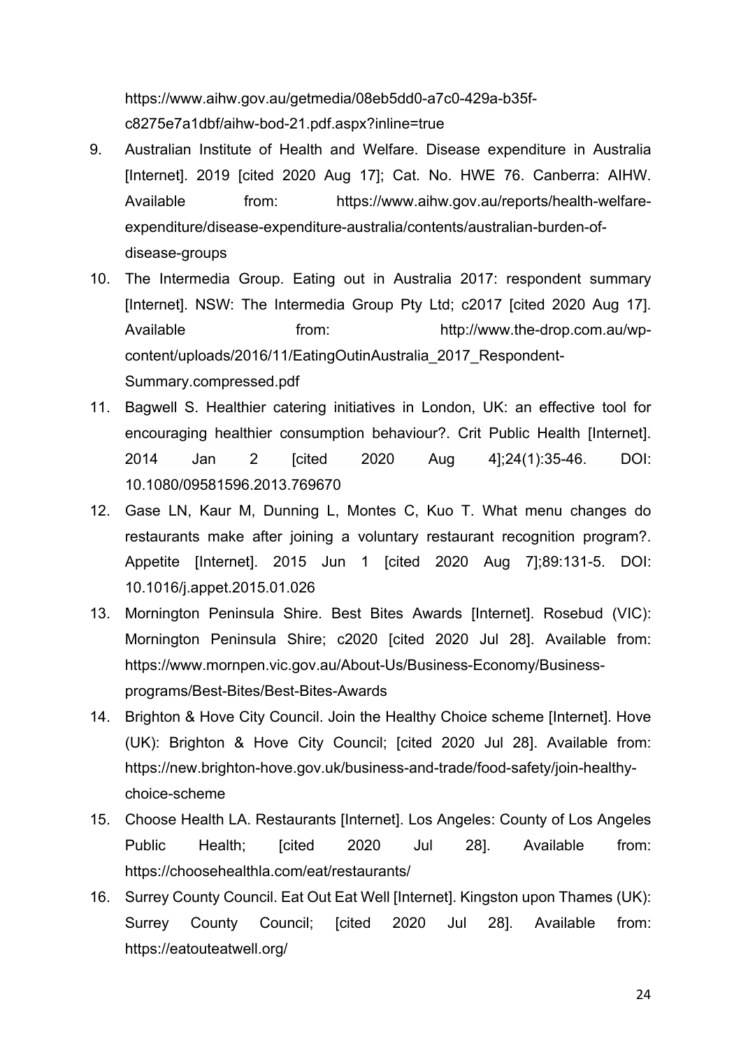https://www.aihw.gov.au/getmedia/08eb5dd0-a7c0-429a-b35f-c8275e7a1dbf/aihw-bod-21.pdf.aspx?inline=true

9. Australian Institute of Health and Welfare. Disease expenditure in Australia [Internet]. 2019 [cited 2020 Aug 17]; Cat. No. HWE 76. Canberra: AIHW. Available from: https://www.aihw.gov.au/reports/health-welfare-expenditure/disease-expenditure-australia/contents/australian-burden-of-disease-groups
10. The Intermedia Group. Eating out in Australia 2017: respondent summary [Internet]. NSW: The Intermedia Group Pty Ltd; c2017 [cited 2020 Aug 17]. Available from: http://www.the-drop.com.au/wp-content/uploads/2016/11/EatingOutinAustralia_2017_Respondent-Summary.compressed.pdf
11. Bagwell S. Healthier catering initiatives in London, UK: an effective tool for encouraging healthier consumption behaviour?. Crit Public Health [Internet]. 2014 Jan 2 [cited 2020 Aug 4];24(1):35-46. DOI: 10.1080/09581596.2013.769670
12. Gase LN, Kaur M, Dunning L, Montes C, Kuo T. What menu changes do restaurants make after joining a voluntary restaurant recognition program?. Appetite [Internet]. 2015 Jun 1 [cited 2020 Aug 7];89:131-5. DOI: 10.1016/j.appet.2015.01.026
13. Mornington Peninsula Shire. Best Bites Awards [Internet]. Rosebud (VIC): Mornington Peninsula Shire; c2020 [cited 2020 Jul 28]. Available from: https://www.mornpen.vic.gov.au/About-Us/Business-Economy/Business-programs/Best-Bites/Best-Bites-Awards
14. Brighton & Hove City Council. Join the Healthy Choice scheme [Internet]. Hove (UK): Brighton & Hove City Council; [cited 2020 Jul 28]. Available from: https://new.brighton-hove.gov.uk/business-and-trade/food-safety/join-healthy-choice-scheme
15. Choose Health LA. Restaurants [Internet]. Los Angeles: County of Los Angeles Public Health; [cited 2020 Jul 28]. Available from: https://choosehealthla.com/eat/restaurants/
16. Surrey County Council. Eat Out Eat Well [Internet]. Kingston upon Thames (UK): Surrey County Council; [cited 2020 Jul 28]. Available from: https://eatouteatwell.org/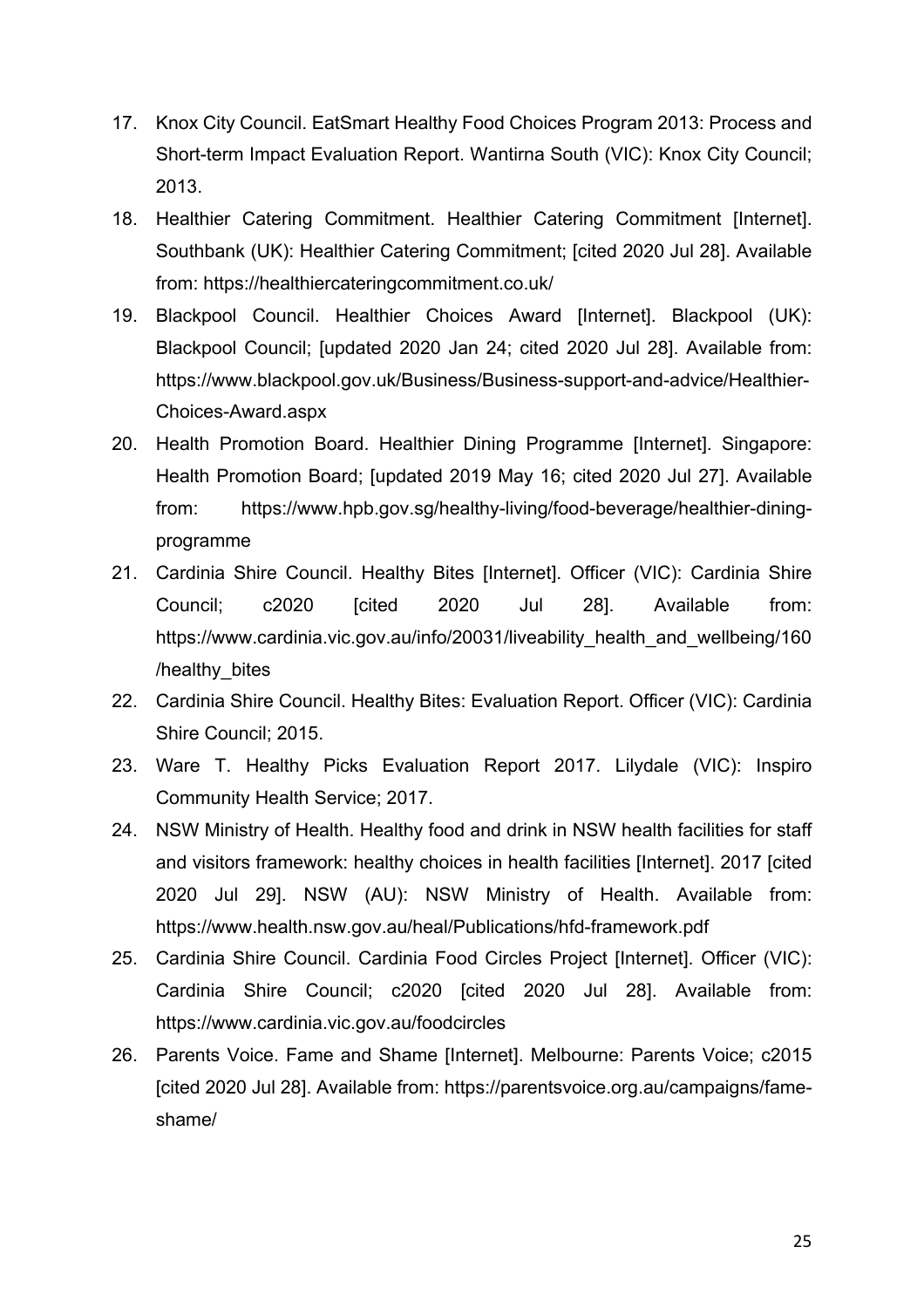17. Knox City Council. EatSmart Healthy Food Choices Program 2013: Process and Short-term Impact Evaluation Report. Wantirna South (VIC): Knox City Council; 2013.
18. Healthier Catering Commitment. Healthier Catering Commitment [Internet]. Southbank (UK): Healthier Catering Commitment; [cited 2020 Jul 28]. Available from: https://healthiercateringcommitment.co.uk/
19. Blackpool Council. Healthier Choices Award [Internet]. Blackpool (UK): Blackpool Council; [updated 2020 Jan 24; cited 2020 Jul 28]. Available from: https://www.blackpool.gov.uk/Business/Business-support-and-advice/Healthier-Choices-Award.aspx
20. Health Promotion Board. Healthier Dining Programme [Internet]. Singapore: Health Promotion Board; [updated 2019 May 16; cited 2020 Jul 27]. Available from: https://www.hpb.gov.sg/healthy-living/food-beverage/healthier-dining-programme
21. Cardinia Shire Council. Healthy Bites [Internet]. Officer (VIC): Cardinia Shire Council; c2020 [cited 2020 Jul 28]. Available from: https://www.cardinia.vic.gov.au/info/20031/liveability_health_and_wellbeing/160/healthy_bites
22. Cardinia Shire Council. Healthy Bites: Evaluation Report. Officer (VIC): Cardinia Shire Council; 2015.
23. Ware T. Healthy Picks Evaluation Report 2017. Lilydale (VIC): Inspiro Community Health Service; 2017.
24. NSW Ministry of Health. Healthy food and drink in NSW health facilities for staff and visitors framework: healthy choices in health facilities [Internet]. 2017 [cited 2020 Jul 29]. NSW (AU): NSW Ministry of Health. Available from: https://www.health.nsw.gov.au/heal/Publications/hfd-framework.pdf
25. Cardinia Shire Council. Cardinia Food Circles Project [Internet]. Officer (VIC): Cardinia Shire Council; c2020 [cited 2020 Jul 28]. Available from: https://www.cardinia.vic.gov.au/foodcircles
26. Parents Voice. Fame and Shame [Internet]. Melbourne: Parents Voice; c2015 [cited 2020 Jul 28]. Available from: https://parentsvoice.org.au/campaigns/fame-shame/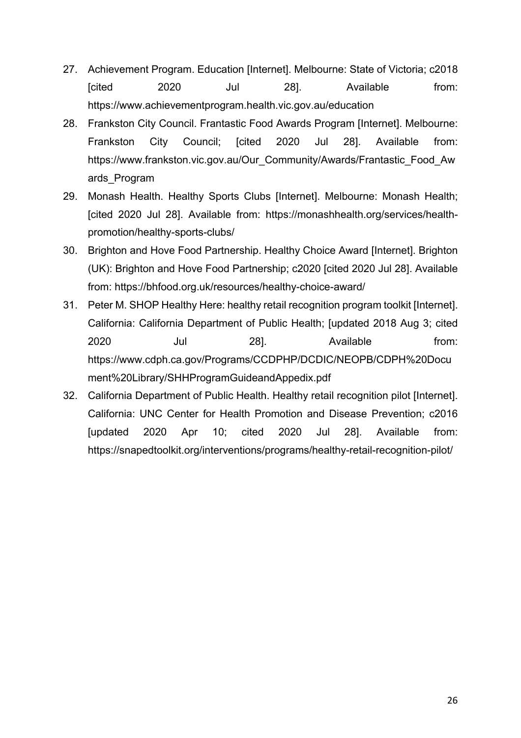27. Achievement Program. Education [Internet]. Melbourne: State of Victoria; c2018 [cited 2020 Jul 28]. Available from: https://www.achievementprogram.health.vic.gov.au/education
28. Frankston City Council. Frantastic Food Awards Program [Internet]. Melbourne: Frankston City Council; [cited 2020 Jul 28]. Available from: https://www.frankston.vic.gov.au/Our_Community/Awards/Frantastic_Food_Awards_Program
29. Monash Health. Healthy Sports Clubs [Internet]. Melbourne: Monash Health; [cited 2020 Jul 28]. Available from: https://monashhealth.org/services/health-promotion/healthy-sports-clubs/
30. Brighton and Hove Food Partnership. Healthy Choice Award [Internet]. Brighton (UK): Brighton and Hove Food Partnership; c2020 [cited 2020 Jul 28]. Available from: https://bhfood.org.uk/resources/healthy-choice-award/
31. Peter M. SHOP Healthy Here: healthy retail recognition program toolkit [Internet]. California: California Department of Public Health; [updated 2018 Aug 3; cited 2020 Jul 28]. Available from: https://www.cdph.ca.gov/Programs/CCDPHP/DCDIC/NEOPB/CDPH%20Document%20Library/SHHProgramGuideandAppedix.pdf
32. California Department of Public Health. Healthy retail recognition pilot [Internet]. California: UNC Center for Health Promotion and Disease Prevention; c2016 [updated 2020 Apr 10; cited 2020 Jul 28]. Available from: https://snapedtoolkit.org/interventions/programs/healthy-retail-recognition-pilot/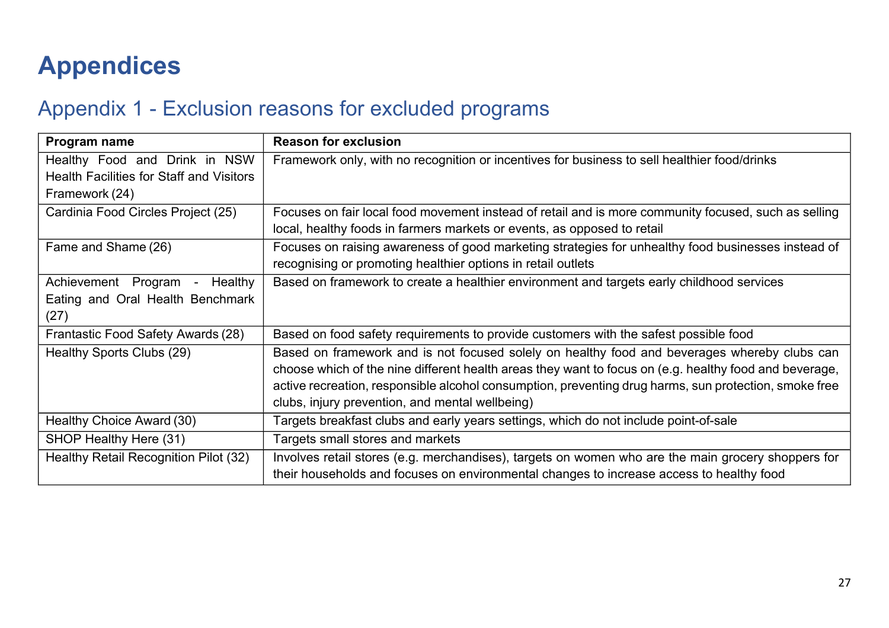# Appendices

## Appendix 1 - Exclusion reasons for excluded programs

| Program name | Reason for exclusion |
|---|---|
| Healthy Food and Drink in NSW Health Facilities for Staff and Visitors Framework (24) | Framework only, with no recognition or incentives for business to sell healthier food/drinks |
| Cardinia Food Circles Project (25) | Focuses on fair local food movement instead of retail and is more community focused, such as selling local, healthy foods in farmers markets or events, as opposed to retail |
| Fame and Shame (26) | Focuses on raising awareness of good marketing strategies for unhealthy food businesses instead of recognising or promoting healthier options in retail outlets |
| Achievement Program - Healthy Eating and Oral Health Benchmark (27) | Based on framework to create a healthier environment and targets early childhood services |
| Frantastic Food Safety Awards (28) | Based on food safety requirements to provide customers with the safest possible food |
| Healthy Sports Clubs (29) | Based on framework and is not focused solely on healthy food and beverages whereby clubs can choose which of the nine different health areas they want to focus on (e.g. healthy food and beverage, active recreation, responsible alcohol consumption, preventing drug harms, sun protection, smoke free clubs, injury prevention, and mental wellbeing) |
| Healthy Choice Award (30) | Targets breakfast clubs and early years settings, which do not include point-of-sale |
| SHOP Healthy Here (31) | Targets small stores and markets |
| Healthy Retail Recognition Pilot (32) | Involves retail stores (e.g. merchandises), targets on women who are the main grocery shoppers for their households and focuses on environmental changes to increase access to healthy food |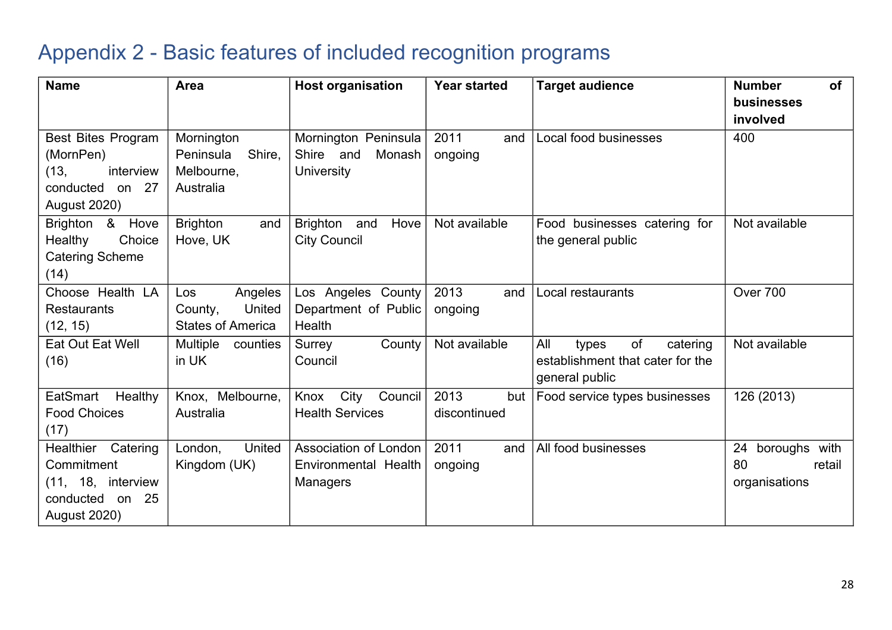# Appendix 2 - Basic features of included recognition programs

| Name | Area | Host organisation | Year started | Target audience | Number of businesses involved |
|---|---|---|---|---|---|
| Best Bites Program (MornPen) (13, interview conducted on 27 August 2020) | Mornington Peninsula Shire, Melbourne, Australia | Mornington Peninsula Shire and Monash University | 2011 and ongoing | Local food businesses | 400 |
| Brighton & Hove Healthy Choice Catering Scheme (14) | Brighton and Hove, UK | Brighton and Hove City Council | Not available | Food businesses catering for the general public | Not available |
| Choose Health LA Restaurants (12, 15) | Los Angeles County, United States of America | Los Angeles County Department of Public Health | 2013 and ongoing | Local restaurants | Over 700 |
| Eat Out Eat Well (16) | Multiple counties in UK | Surrey County Council | Not available | All types of catering establishment that cater for the general public | Not available |
| EatSmart Healthy Food Choices (17) | Knox, Melbourne, Australia | Knox City Council Health Services | 2013 but discontinued | Food service types businesses | 126 (2013) |
| Healthier Catering Commitment (11, 18, interview conducted on 25 August 2020) | London, United Kingdom (UK) | Association of London Environmental Health Managers | 2011 and ongoing | All food businesses | 24 boroughs with 80 retail organisations |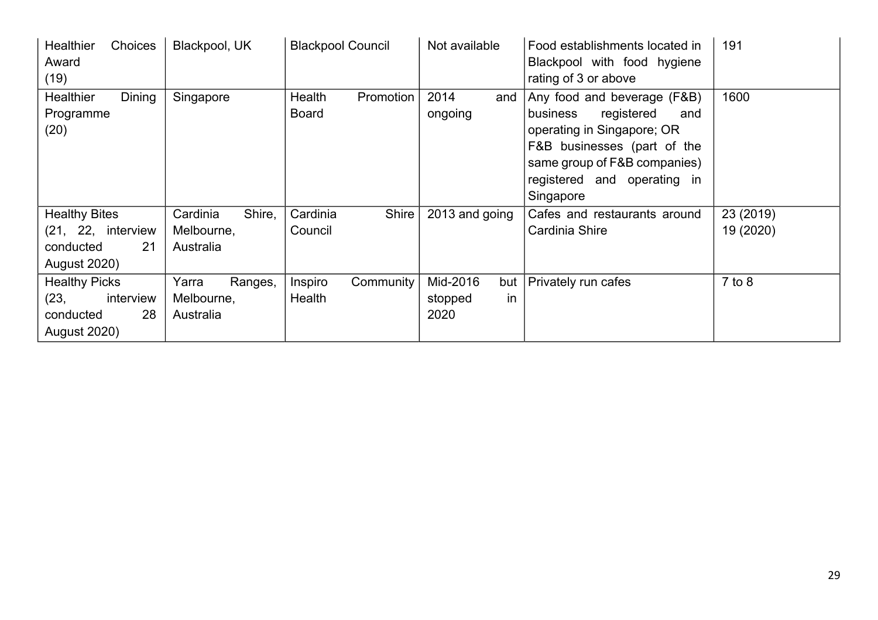| | | | | | |
|---|---|---|---|---|---|
| Healthier Choices Award (19) | Blackpool, UK | Blackpool Council | Not available | Food establishments located in Blackpool with food hygiene rating of 3 or above | 191 |
| Healthier Dining Programme (20) | Singapore | Health Promotion Board | 2014 and ongoing | Any food and beverage (F&B) business registered and operating in Singapore; OR F&B businesses (part of the same group of F&B companies) registered and operating in Singapore | 1600 |
| Healthy Bites (21, 22, interview conducted 21 August 2020) | Cardinia Shire, Melbourne, Australia | Cardinia Shire Council | 2013 and going | Cafes and restaurants around Cardinia Shire | 23 (2019) 19 (2020) |
| Healthy Picks (23, interview conducted 28 August 2020) | Yarra Ranges, Melbourne, Australia | Inspiro Community Health | Mid-2016 but stopped in 2020 | Privately run cafes | 7 to 8 |